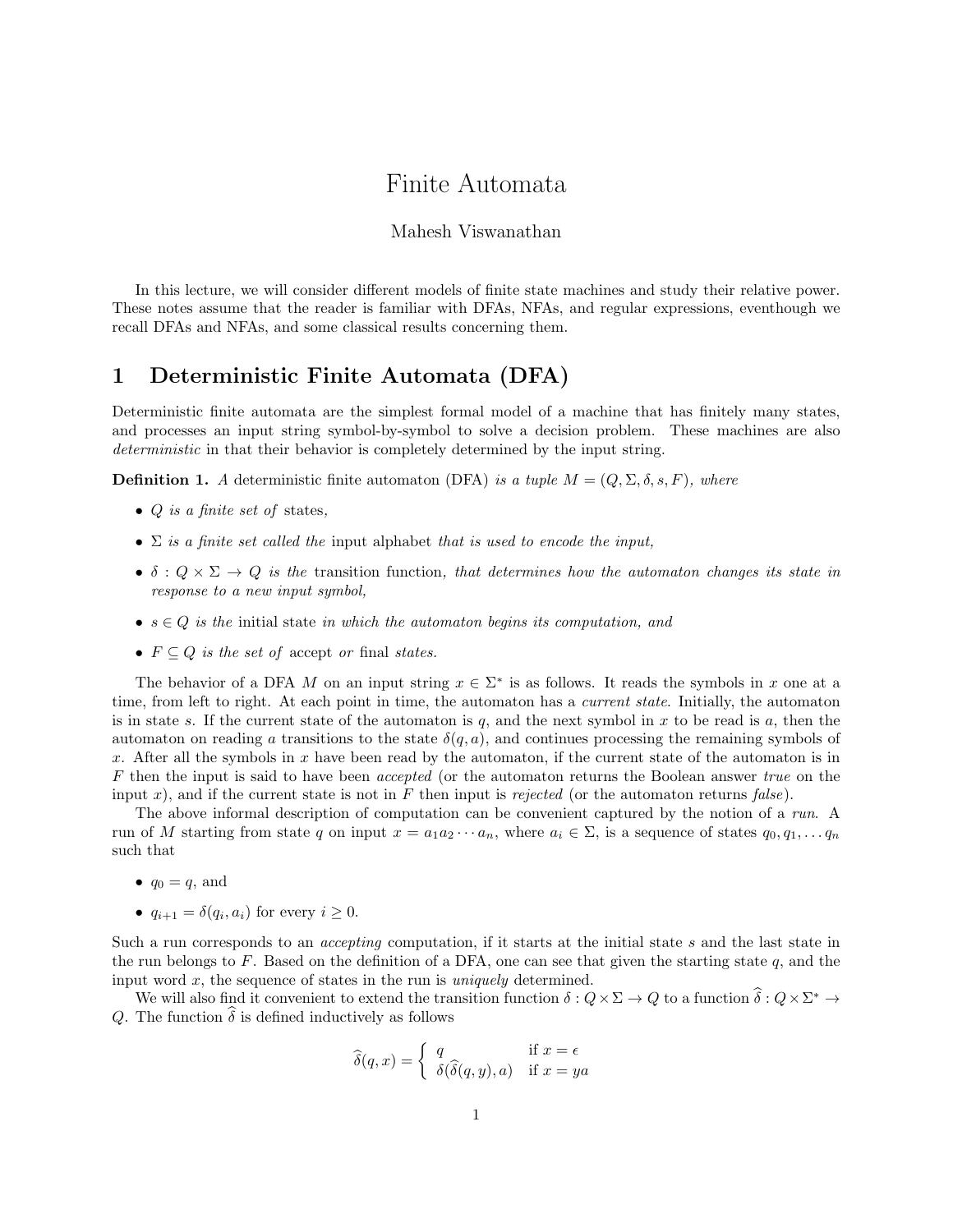# Finite Automata

Mahesh Viswanathan

In this lecture, we will consider different models of finite state machines and study their relative power. These notes assume that the reader is familiar with DFAs, NFAs, and regular expressions, eventhough we recall DFAs and NFAs, and some classical results concerning them.

## 1 Deterministic Finite Automata (DFA)

Deterministic finite automata are the simplest formal model of a machine that has finitely many states, and processes an input string symbol-by-symbol to solve a decision problem. These machines are also *deterministic* in that their behavior is completely determined by the input string.

**Definition 1.** *A* deterministic finite automaton (DFA) *is a tuple* $M = (Q, \Sigma, \delta, s, F)$*, where*

- $Q$ *is a finite set of* states*,*
- $\Sigma$ *is a finite set called the* input alphabet *that is used to encode the input,*
- $\delta : Q \times \Sigma \to Q$ *is the* transition function*, that determines how the automaton changes its state in response to a new input symbol,*
- $s \in Q$ *is the* initial state *in which the automaton begins its computation, and*
- $F \subseteq Q$ *is the set of* accept *or* final *states.*

The behavior of a DFA $M$ on an input string $x \in \Sigma^*$ is as follows. It reads the symbols in $x$ one at a time, from left to right. At each point in time, the automaton has a *current state*. Initially, the automaton is in state $s$. If the current state of the automaton is $q$, and the next symbol in $x$ to be read is $a$, then the automaton on reading $a$ transitions to the state $\delta(q, a)$, and continues processing the remaining symbols of $x$. After all the symbols in $x$ have been read by the automaton, if the current state of the automaton is in $F$ then the input is said to have been *accepted* (or the automaton returns the Boolean answer *true* on the input $x$), and if the current state is not in $F$ then input is *rejected* (or the automaton returns *false*).

The above informal description of computation can be convenient captured by the notion of a *run*. A run of $M$ starting from state $q$ on input $x = a_1 a_2 \cdots a_n$, where $a_i \in \Sigma$, is a sequence of states $q_0, q_1, \ldots q_n$ such that

- $q_0 = q$, and
- $q_{i+1} = \delta(q_i, a_i)$ for every $i \geq 0$.

Such a run corresponds to an *accepting* computation, if it starts at the initial state $s$ and the last state in the run belongs to $F$. Based on the definition of a DFA, one can see that given the starting state $q$, and the input word $x$, the sequence of states in the run is *uniquely* determined.

We will also find it convenient to extend the transition function $\delta : Q \times \Sigma \to Q$ to a function $\widehat{\delta} : Q \times \Sigma^* \to Q$. The function $\widehat{\delta}$ is defined inductively as follows

$$\widehat{\delta}(q, x) = \begin{cases} q & \text{if } x = \epsilon \\ \delta(\widehat{\delta}(q, y), a) & \text{if } x = ya \end{cases}$$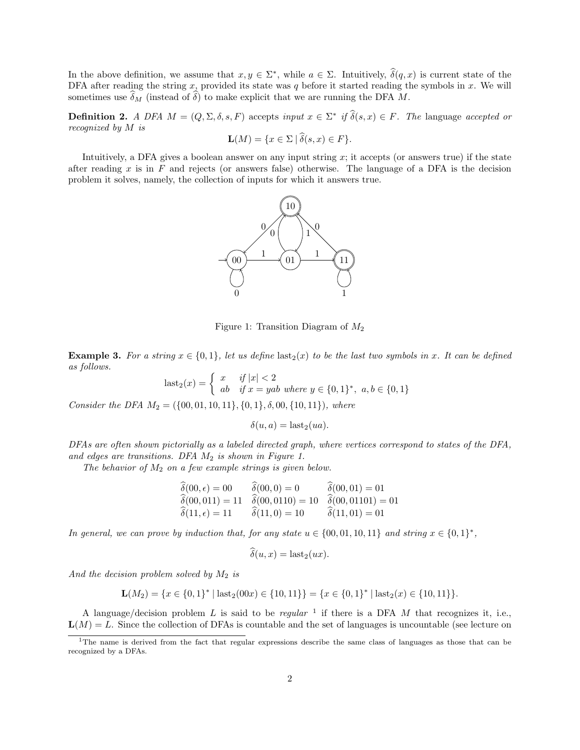In the above definition, we assume that $x, y \in \Sigma^*$, while $a \in \Sigma$. Intuitively, $\widehat{\delta}(q, x)$ is current state of the DFA after reading the string $x$, provided its state was $q$ before it started reading the symbols in $x$. We will sometimes use $\widehat{\delta}_M$ (instead of $\widehat{\delta}$) to make explicit that we are running the DFA $M$.

**Definition 2.** *A DFA $M = (Q, \Sigma, \delta, s, F)$ accepts input $x \in \Sigma^*$ if $\widehat{\delta}(s, x) \in F$. The* language *accepted or recognized by $M$ is*

$$\mathbf{L}(M) = \{x \in \Sigma \mid \widehat{\delta}(s, x) \in F\}.$$

Intuitively, a DFA gives a boolean answer on any input string $x$; it accepts (or answers true) if the state after reading $x$ is in $F$ and rejects (or answers false) otherwise. The language of a DFA is the decision problem it solves, namely, the collection of inputs for which it answers true.

Figure 1: Transition Diagram of $M_2$

**Example 3.** *For a string $x \in \{0, 1\}$, let us define $\text{last}_2(x)$ to be the last two symbols in $x$. It can be defined as follows.*

$$\text{last}_2(x) = \begin{cases} x & \text{if } |x| < 2 \\ ab & \text{if } x = yab \text{ where } y \in \{0,1\}^*, \ a, b \in \{0, 1\} \end{cases}$$

*Consider the DFA $M_2 = (\{00, 01, 10, 11\}, \{0, 1\}, \delta, 00, \{10, 11\})$, where*

$$\delta(u, a) = \text{last}_2(ua).$$

*DFAs are often shown pictorially as a labeled directed graph, where vertices correspond to states of the DFA, and edges are transitions. DFA $M_2$ is shown in Figure 1.*

*The behavior of $M_2$ on a few example strings is given below.*

$$\begin{array}{lll} \widehat{\delta}(00, \epsilon) = 00 & \widehat{\delta}(00, 0) = 0 & \widehat{\delta}(00, 01) = 01 \\ \widehat{\delta}(00, 011) = 11 & \widehat{\delta}(00, 0110) = 10 & \widehat{\delta}(00, 01101) = 01 \\ \widehat{\delta}(11, \epsilon) = 11 & \widehat{\delta}(11, 0) = 10 & \widehat{\delta}(11, 01) = 01 \end{array}$$

*In general, we can prove by induction that, for any state $u \in \{00, 01, 10, 11\}$ and string $x \in \{0, 1\}^*$,*

$$\widehat{\delta}(u, x) = \text{last}_2(ux).$$

*And the decision problem solved by $M_2$ is*

$$\mathbf{L}(M_2) = \{x \in \{0, 1\}^* \mid \text{last}_2(00x) \in \{10, 11\}\} = \{x \in \{0, 1\}^* \mid \text{last}_2(x) \in \{10, 11\}\}.$$

A language/decision problem $L$ is said to be *regular* [1] if there is a DFA $M$ that recognizes it, i.e., $\mathbf{L}(M) = L$. Since the collection of DFAs is countable and the set of languages is uncountable (see lecture on

[1] The name is derived from the fact that regular expressions describe the same class of languages as those that can be recognized by a DFAs.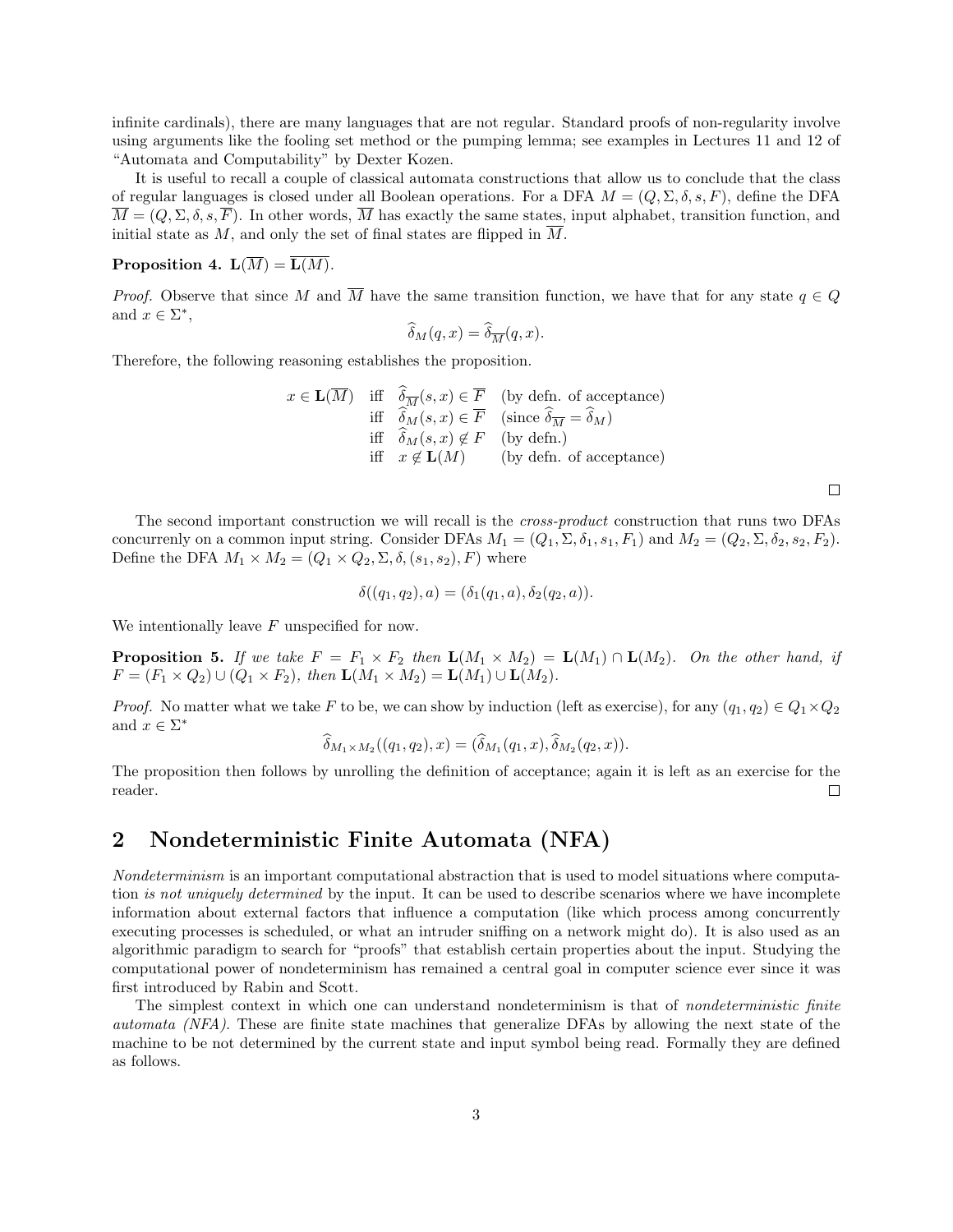infinite cardinals), there are many languages that are not regular. Standard proofs of non-regularity involve using arguments like the fooling set method or the pumping lemma; see examples in Lectures 11 and 12 of "Automata and Computability" by Dexter Kozen.

It is useful to recall a couple of classical automata constructions that allow us to conclude that the class of regular languages is closed under all Boolean operations. For a DFA $M = (Q, \Sigma, \delta, s, F)$, define the DFA $\overline{M} = (Q, \Sigma, \delta, s, \overline{F})$. In other words, $\overline{M}$ has exactly the same states, input alphabet, transition function, and initial state as $M$, and only the set of final states are flipped in $\overline{M}$.

**Proposition 4.** $\mathbf{L}(\overline{M}) = \overline{\mathbf{L}(M)}$.

*Proof.* Observe that since $M$ and $\overline{M}$ have the same transition function, we have that for any state $q \in Q$ and $x \in \Sigma^*$,

$$\widehat{\delta}_M(q, x) = \widehat{\delta}_{\overline{M}}(q, x).$$

Therefore, the following reasoning establishes the proposition.

$$\begin{array}{llll}
x \in \mathbf{L}(\overline{M}) & \text{iff} & \widehat{\delta}_{\overline{M}}(s, x) \in \overline{F} & \text{(by defn. of acceptance)} \\
& \text{iff} & \widehat{\delta}_M(s, x) \in \overline{F} & \text{(since } \widehat{\delta}_{\overline{M}} = \widehat{\delta}_M\text{)} \\
& \text{iff} & \widehat{\delta}_M(s, x) \notin F & \text{(by defn.)} \\
& \text{iff} & x \notin \mathbf{L}(M) & \text{(by defn. of acceptance)}
\end{array}$$

□

The second important construction we will recall is the *cross-product* construction that runs two DFAs concurrenly on a common input string. Consider DFAs $M_1 = (Q_1, \Sigma, \delta_1, s_1, F_1)$ and $M_2 = (Q_2, \Sigma, \delta_2, s_2, F_2)$. Define the DFA $M_1 \times M_2 = (Q_1 \times Q_2, \Sigma, \delta, (s_1, s_2), F)$ where

$$\delta((q_1, q_2), a) = (\delta_1(q_1, a), \delta_2(q_2, a)).$$

We intentionally leave $F$ unspecified for now.

**Proposition 5.** *If we take $F = F_1 \times F_2$ then $\mathbf{L}(M_1 \times M_2) = \mathbf{L}(M_1) \cap \mathbf{L}(M_2)$. On the other hand, if $F = (F_1 \times Q_2) \cup (Q_1 \times F_2)$, then $\mathbf{L}(M_1 \times M_2) = \mathbf{L}(M_1) \cup \mathbf{L}(M_2)$.*

*Proof.* No matter what we take $F$ to be, we can show by induction (left as exercise), for any $(q_1, q_2) \in Q_1 \times Q_2$ and $x \in \Sigma^*$

$$\widehat{\delta}_{M_1 \times M_2}((q_1, q_2), x) = (\widehat{\delta}_{M_1}(q_1, x), \widehat{\delta}_{M_2}(q_2, x)).$$

The proposition then follows by unrolling the definition of acceptance; again it is left as an exercise for the reader. □

## 2 Nondeterministic Finite Automata (NFA)

*Nondeterminism* is an important computational abstraction that is used to model situations where computation *is not uniquely determined* by the input. It can be used to describe scenarios where we have incomplete information about external factors that influence a computation (like which process among concurrently executing processes is scheduled, or what an intruder sniffing on a network might do). It is also used as an algorithmic paradigm to search for "proofs" that establish certain properties about the input. Studying the computational power of nondeterminism has remained a central goal in computer science ever since it was first introduced by Rabin and Scott.

The simplest context in which one can understand nondeterminism is that of *nondeterministic finite automata (NFA)*. These are finite state machines that generalize DFAs by allowing the next state of the machine to be not determined by the current state and input symbol being read. Formally they are defined as follows.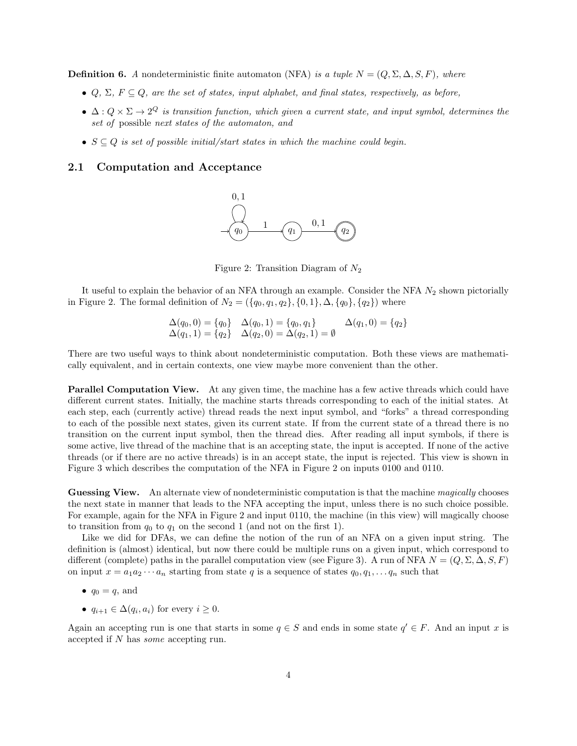**Definition 6.** *A* nondeterministic finite automaton (NFA) *is a tuple* $N = (Q, \Sigma, \Delta, S, F)$*, where*

- $Q$*,* $\Sigma$*,* $F \subseteq Q$*, are the set of states, input alphabet, and final states, respectively, as before,*
- $\Delta : Q \times \Sigma \to 2^Q$ *is transition function, which given a current state, and input symbol, determines the set of* possible *next states of the automaton, and*
- $S \subseteq Q$ *is set of possible initial/start states in which the machine could begin.*

## 2.1 Computation and Acceptance

Figure 2: Transition Diagram of $N_2$

It useful to explain the behavior of an NFA through an example. Consider the NFA $N_2$ shown pictorially in Figure 2. The formal definition of $N_2 = (\{q_0, q_1, q_2\}, \{0, 1\}, \Delta, \{q_0\}, \{q_2\})$ where

$$\begin{array}{lll} \Delta(q_0, 0) = \{q_0\} & \Delta(q_0, 1) = \{q_0, q_1\} & \Delta(q_1, 0) = \{q_2\} \\ \Delta(q_1, 1) = \{q_2\} & \Delta(q_2, 0) = \Delta(q_2, 1) = \emptyset & \end{array}$$

There are two useful ways to think about nondeterministic computation. Both these views are mathematically equivalent, and in certain contexts, one view maybe more convenient than the other.

**Parallel Computation View.** At any given time, the machine has a few active threads which could have different current states. Initially, the machine starts threads corresponding to each of the initial states. At each step, each (currently active) thread reads the next input symbol, and "forks" a thread corresponding to each of the possible next states, given its current state. If from the current state of a thread there is no transition on the current input symbol, then the thread dies. After reading all input symbols, if there is some active, live thread of the machine that is an accepting state, the input is accepted. If none of the active threads (or if there are no active threads) is in an accept state, the input is rejected. This view is shown in Figure 3 which describes the computation of the NFA in Figure 2 on inputs 0100 and 0110.

**Guessing View.** An alternate view of nondeterministic computation is that the machine *magically* chooses the next state in manner that leads to the NFA accepting the input, unless there is no such choice possible. For example, again for the NFA in Figure 2 and input 0110, the machine (in this view) will magically choose to transition from $q_0$ to $q_1$ on the second 1 (and not on the first 1).

Like we did for DFAs, we can define the notion of the run of an NFA on a given input string. The definition is (almost) identical, but now there could be multiple runs on a given input, which correspond to different (complete) paths in the parallel computation view (see Figure 3). A run of NFA $N = (Q, \Sigma, \Delta, S, F)$ on input $x = a_1 a_2 \cdots a_n$ starting from state $q$ is a sequence of states $q_0, q_1, \ldots q_n$ such that

- $q_0 = q$, and
- $q_{i+1} \in \Delta(q_i, a_i)$ for every $i \geq 0$.

Again an accepting run is one that starts in some $q \in S$ and ends in some state $q' \in F$. And an input $x$ is accepted if $N$ has *some* accepting run.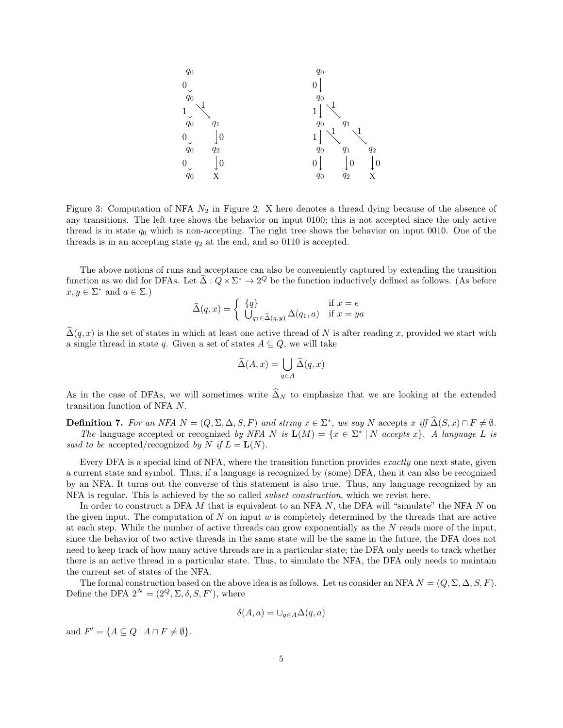Figure 3: Computation of NFA $N_2$ in Figure 2. X here denotes a thread dying because of the absence of any transitions. The left tree shows the behavior on input 0100; this is not accepted since the only active thread is in state $q_0$ which is non-accepting. The right tree shows the behavior on input 0010. One of the threads is in an accepting state $q_2$ at the end, and so 0110 is accepted.

The above notions of runs and acceptance can also be conveniently captured by extending the transition function as we did for DFAs. Let $\widehat{\Delta} : Q \times \Sigma^* \to 2^Q$ be the function inductively defined as follows. (As before $x, y \in \Sigma^*$ and $a \in \Sigma$.)

$$\widehat{\Delta}(q, x) = \begin{cases} \{q\} & \text{if } x = \epsilon \\ \bigcup_{q_1 \in \widehat{\Delta}(q,y)} \Delta(q_1, a) & \text{if } x = ya \end{cases}$$

$\widehat{\Delta}(q, x)$ is the set of states in which at least one active thread of $N$ is after reading $x$, provided we start with a single thread in state $q$. Given a set of states $A \subseteq Q$, we will take

$$\widehat{\Delta}(A, x) = \bigcup_{q \in A} \widehat{\Delta}(q, x)$$

As in the case of DFAs, we will sometimes write $\widehat{\Delta}_N$ to emphasize that we are looking at the extended transition function of NFA $N$.

**Definition 7.** *For an NFA $N = (Q, \Sigma, \Delta, S, F)$ and string $x \in \Sigma^*$, we say $N$* accepts *$x$ iff $\widehat{\Delta}(S, x) \cap F \neq \emptyset$.*
*The* language accepted or recognized *by NFA $N$ is $\mathbf{L}(M) = \{x \in \Sigma^* \mid N \text{ accepts } x\}$. A language $L$ is said to be* accepted/recognized *by $N$ if $L = \mathbf{L}(N)$.*

Every DFA is a special kind of NFA, where the transition function provides *exactly* one next state, given a current state and symbol. Thus, if a language is recognized by (some) DFA, then it can also be recognized by an NFA. It turns out the converse of this statement is also true. Thus, any language recognized by an NFA is regular. This is achieved by the so called *subset construction*, which we revist here.

In order to construct a DFA $M$ that is equivalent to an NFA $N$, the DFA will "simulate" the NFA $N$ on the given input. The computation of $N$ on input $w$ is completely determined by the threads that are active at each step. While the number of active threads can grow exponentially as the $N$ reads more of the input, since the behavior of two active threads in the same state will be the same in the future, the DFA does not need to keep track of how many active threads are in a particular state; the DFA only needs to track whether there is an active thread in a particular state. Thus, to simulate the NFA, the DFA only needs to maintain the current set of states of the NFA.

The formal construction based on the above idea is as follows. Let us consider an NFA $N = (Q, \Sigma, \Delta, S, F)$. Define the DFA $2^N = (2^Q, \Sigma, \delta, S, F')$, where

$$\delta(A, a) = \cup_{q \in A} \Delta(q, a)$$

and $F' = \{A \subseteq Q \mid A \cap F \neq \emptyset\}$.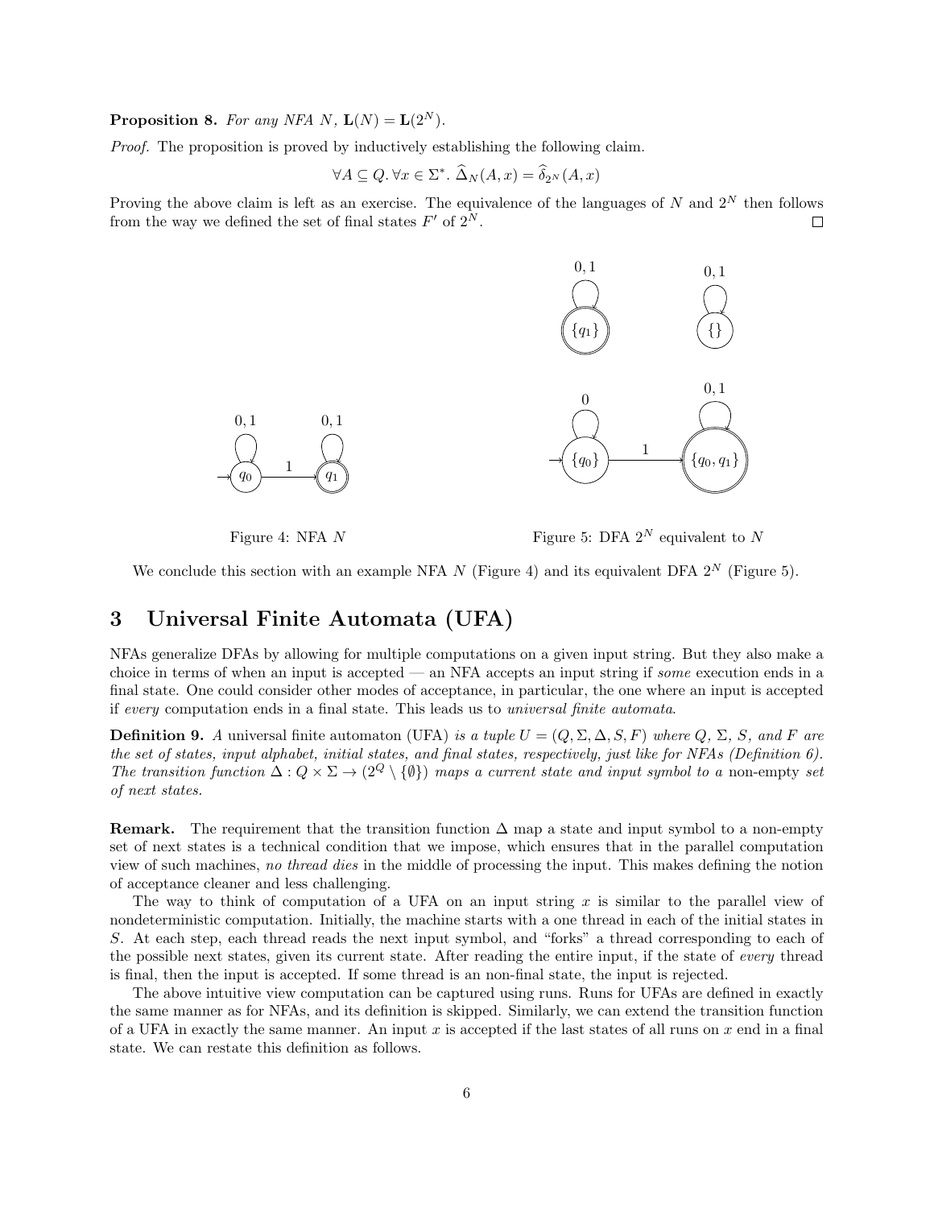**Proposition 8.** *For any NFA $N$, $\mathbf{L}(N) = \mathbf{L}(2^N)$.*

*Proof.* The proposition is proved by inductively establishing the following claim.

$$\forall A \subseteq Q.\, \forall x \in \Sigma^*.\ \widehat{\Delta}_N(A, x) = \widehat{\delta}_{2^N}(A, x)$$

Proving the above claim is left as an exercise. The equivalence of the languages of $N$ and $2^N$ then follows from the way we defined the set of final states $F'$ of $2^N$. ☐

Figure 4: NFA $N$

Figure 5: DFA $2^N$ equivalent to $N$

We conclude this section with an example NFA $N$ (Figure 4) and its equivalent DFA $2^N$ (Figure 5).

## 3 Universal Finite Automata (UFA)

NFAs generalize DFAs by allowing for multiple computations on a given input string. But they also make a choice in terms of when an input is accepted — an NFA accepts an input string if *some* execution ends in a final state. One could consider other modes of acceptance, in particular, the one where an input is accepted if *every* computation ends in a final state. This leads us to *universal finite automata*.

**Definition 9.** *A* universal finite automaton (UFA) *is a tuple $U = (Q, \Sigma, \Delta, S, F)$ where $Q$, $\Sigma$, $S$, and $F$ are the set of states, input alphabet, initial states, and final states, respectively, just like for NFAs (Definition 6). The transition function $\Delta : Q \times \Sigma \to (2^Q \setminus \{\emptyset\})$ maps a current state and input symbol to a* non-empty *set of next states.*

**Remark.** The requirement that the transition function $\Delta$ map a state and input symbol to a non-empty set of next states is a technical condition that we impose, which ensures that in the parallel computation view of such machines, *no thread dies* in the middle of processing the input. This makes defining the notion of acceptance cleaner and less challenging.

The way to think of computation of a UFA on an input string $x$ is similar to the parallel view of nondeterministic computation. Initially, the machine starts with a one thread in each of the initial states in $S$. At each step, each thread reads the next input symbol, and "forks" a thread corresponding to each of the possible next states, given its current state. After reading the entire input, if the state of *every* thread is final, then the input is accepted. If some thread is an non-final state, the input is rejected.

The above intuitive view computation can be captured using runs. Runs for UFAs are defined in exactly the same manner as for NFAs, and its definition is skipped. Similarly, we can extend the transition function of a UFA in exactly the same manner. An input $x$ is accepted if the last states of all runs on $x$ end in a final state. We can restate this definition as follows.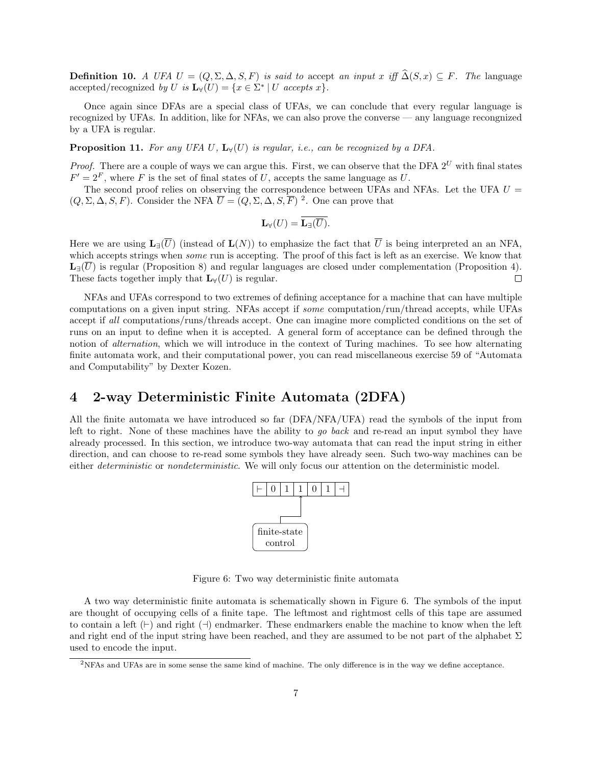**Definition 10.** *A UFA $U = (Q, \Sigma, \Delta, S, F)$ is said to* accept *an input $x$ iff $\widehat{\Delta}(S, x) \subseteq F$. The* language accepted/recognized *by $U$ is $\mathbf{L}_\forall(U) = \{x \in \Sigma^* \mid U \text{ accepts } x\}$.*

Once again since DFAs are a special class of UFAs, we can conclude that every regular language is recognized by UFAs. In addition, like for NFAs, we can also prove the converse — any language recongnized by a UFA is regular.

**Proposition 11.** *For any UFA $U$, $\mathbf{L}_\forall(U)$ is regular, i.e., can be recognized by a DFA.*

*Proof.* There are a couple of ways we can argue this. First, we can observe that the DFA $2^U$ with final states $F' = 2^F$, where $F$ is the set of final states of $U$, accepts the same language as $U$.

The second proof relies on observing the correspondence between UFAs and NFAs. Let the UFA $U = (Q, \Sigma, \Delta, S, F)$. Consider the NFA $\overline{U} = (Q, \Sigma, \Delta, S, \overline{F})$ [2]. One can prove that

$$\mathbf{L}_\forall(U) = \overline{\mathbf{L}_\exists(\overline{U})}.$$

Here we are using $\mathbf{L}_\exists(\overline{U})$ (instead of $\mathbf{L}(N)$) to emphasize the fact that $\overline{U}$ is being interpreted an an NFA, which accepts strings when *some* run is accepting. The proof of this fact is left as an exercise. We know that $\mathbf{L}_\exists(\overline{U})$ is regular (Proposition 8) and regular languages are closed under complementation (Proposition 4). These facts together imply that $\mathbf{L}_\forall(U)$ is regular. □

NFAs and UFAs correspond to two extremes of defining acceptance for a machine that can have multiple computations on a given input string. NFAs accept if *some* computation/run/thread accepts, while UFAs accept if *all* computations/runs/threads accept. One can imagine more complicted conditions on the set of runs on an input to define when it is accepted. A general form of acceptance can be defined through the notion of *alternation*, which we will introduce in the context of Turing machines. To see how alternating finite automata work, and their computational power, you can read miscellaneous exercise 59 of "Automata and Computability" by Dexter Kozen.

# 4 2-way Deterministic Finite Automata (2DFA)

All the finite automata we have introduced so far (DFA/NFA/UFA) read the symbols of the input from left to right. None of these machines have the ability to *go back* and re-read an input symbol they have already processed. In this section, we introduce two-way automata that can read the input string in either direction, and can choose to re-read some symbols they have already seen. Such two-way machines can be either *deterministic* or *nondeterministic*. We will only focus our attention on the deterministic model.

| ⊢ | 0 | 1 | 1 | 0 | 1 | ⊣ |
|---|---|---|---|---|---|---|

finite-state control

Figure 6: Two way deterministic finite automata

A two way deterministic finite automata is schematically shown in Figure 6. The symbols of the input are thought of occupying cells of a finite tape. The leftmost and rightmost cells of this tape are assumed to contain a left (⊢) and right (⊣) endmarker. These endmarkers enable the machine to know when the left and right end of the input string have been reached, and they are assumed to be not part of the alphabet $\Sigma$ used to encode the input.

[2] NFAs and UFAs are in some sense the same kind of machine. The only difference is in the way we define acceptance.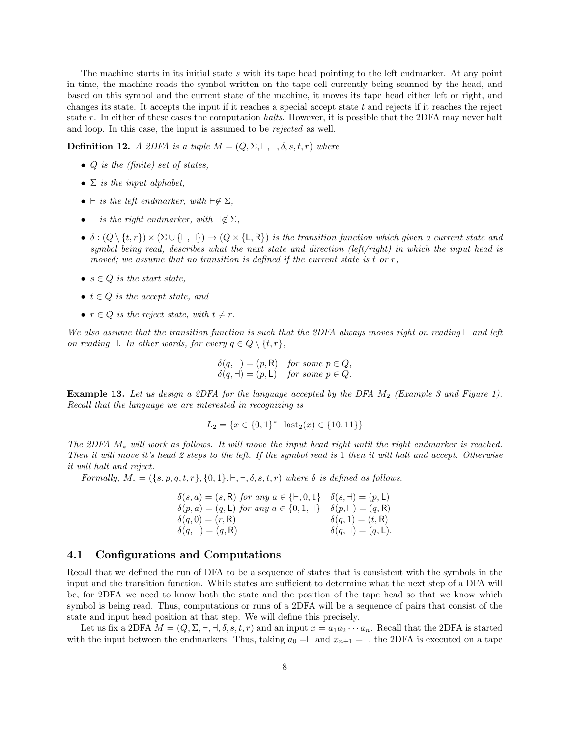The machine starts in its initial state $s$ with its tape head pointing to the left endmarker. At any point in time, the machine reads the symbol written on the tape cell currently being scanned by the head, and based on this symbol and the current state of the machine, it moves its tape head either left or right, and changes its state. It accepts the input if it reaches a special accept state $t$ and rejects if it reaches the reject state $r$. In either of these cases the computation *halts*. However, it is possible that the 2DFA may never halt and loop. In this case, the input is assumed to be *rejected* as well.

**Definition 12.** *A 2DFA is a tuple $M = (Q, \Sigma, \vdash, \dashv, \delta, s, t, r)$ where*

- *$Q$ is the (finite) set of states,*
- *$\Sigma$ is the input alphabet,*
- *$\vdash$ is the left endmarker, with $\vdash \notin \Sigma$,*
- *$\dashv$ is the right endmarker, with $\dashv \notin \Sigma$,*
- *$\delta : (Q \setminus \{t, r\}) \times (\Sigma \cup \{\vdash, \dashv\}) \to (Q \times \{\mathsf{L}, \mathsf{R}\})$ is the transition function which given a current state and symbol being read, describes what the next state and direction (left/right) in which the input head is moved; we assume that no transition is defined if the current state is $t$ or $r$,*
- *$s \in Q$ is the start state,*
- *$t \in Q$ is the accept state, and*
- *$r \in Q$ is the reject state, with $t \neq r$.*

*We also assume that the transition function is such that the 2DFA always moves right on reading $\vdash$ and left on reading $\dashv$. In other words, for every $q \in Q \setminus \{t, r\}$,*

$$\begin{array}{ll} \delta(q, \vdash) = (p, \mathsf{R}) & \text{for some } p \in Q, \\ \delta(q, \dashv) = (p, \mathsf{L}) & \text{for some } p \in Q. \end{array}$$

**Example 13.** *Let us design a 2DFA for the language accepted by the DFA $M_2$ (Example 3 and Figure 1). Recall that the language we are interested in recognizing is*

$$L_2 = \{x \in \{0,1\}^* \mid \mathrm{last}_2(x) \in \{10, 11\}\}$$

*The 2DFA $M_*$ will work as follows. It will move the input head right until the right endmarker is reached. Then it will move it's head 2 steps to the left. If the symbol read is 1 then it will halt and accept. Otherwise it will halt and reject.*

*Formally, $M_* = (\{s, p, q, t, r\}, \{0, 1\}, \vdash, \dashv, \delta, s, t, r)$ where $\delta$ is defined as follows.*

$$\begin{array}{ll} \delta(s, a) = (s, \mathsf{R}) \text{ for any } a \in \{\vdash, 0, 1\} & \delta(s, \dashv) = (p, \mathsf{L}) \\ \delta(p, a) = (q, \mathsf{L}) \text{ for any } a \in \{0, 1, \dashv\} & \delta(p, \vdash) = (q, \mathsf{R}) \\ \delta(q, 0) = (r, \mathsf{R}) & \delta(q, 1) = (t, \mathsf{R}) \\ \delta(q, \vdash) = (q, \mathsf{R}) & \delta(q, \dashv) = (q, \mathsf{L}). \end{array}$$

## 4.1 Configurations and Computations

Recall that we defined the run of DFA to be a sequence of states that is consistent with the symbols in the input and the transition function. While states are sufficient to determine what the next step of a DFA will be, for 2DFA we need to know both the state and the position of the tape head so that we know which symbol is being read. Thus, computations or runs of a 2DFA will be a sequence of pairs that consist of the state and input head position at that step. We will define this precisely.

Let us fix a 2DFA $M = (Q, \Sigma, \vdash, \dashv, \delta, s, t, r)$ and an input $x = a_1 a_2 \cdots a_n$. Recall that the 2DFA is started with the input between the endmarkers. Thus, taking $a_0 = \vdash$ and $x_{n+1} = \dashv$, the 2DFA is executed on a tape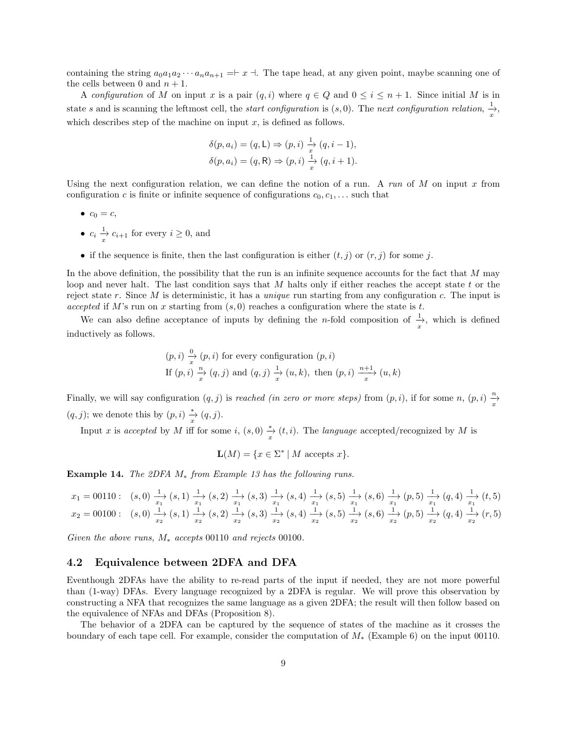containing the string $a_0a_1a_2\cdots a_na_{n+1} = \vdash x \dashv$. The tape head, at any given point, maybe scanning one of the cells between 0 and $n+1$.

A *configuration* of $M$ on input $x$ is a pair $(q,i)$ where $q \in Q$ and $0 \leq i \leq n+1$. Since initial $M$ is in state $s$ and is scanning the leftmost cell, the *start configuration* is $(s,0)$. The *next configuration relation*, $\xrightarrow[x]{1}$, which describes step of the machine on input $x$, is defined as follows.

$$\delta(p,a_i) = (q,\mathsf{L}) \Rightarrow (p,i) \xrightarrow[x]{1} (q,i-1),$$
$$\delta(p,a_i) = (q,\mathsf{R}) \Rightarrow (p,i) \xrightarrow[x]{1} (q,i+1).$$

Using the next configuration relation, we can define the notion of a run. A *run* of $M$ on input $x$ from configuration $c$ is finite or infinite sequence of configurations $c_0, c_1, \ldots$ such that

- $c_0 = c$,
- $c_i \xrightarrow[x]{1} c_{i+1}$ for every $i \geq 0$, and
- if the sequence is finite, then the last configuration is either $(t,j)$ or $(r,j)$ for some $j$.

In the above definition, the possibility that the run is an infinite sequence accounts for the fact that $M$ may loop and never halt. The last condition says that $M$ halts only if either reaches the accept state $t$ or the reject state $r$. Since $M$ is deterministic, it has a *unique* run starting from any configuration $c$. The input is *accepted* if $M$'s run on $x$ starting from $(s,0)$ reaches a configuration where the state is $t$.

We can also define acceptance of inputs by defining the $n$-fold composition of $\xrightarrow[x]{1}$, which is defined inductively as follows.

$$(p,i) \xrightarrow[x]{0} (p,i) \text{ for every configuration } (p,i)$$
$$\text{If } (p,i) \xrightarrow[x]{n} (q,j) \text{ and } (q,j) \xrightarrow[x]{1} (u,k), \text{ then } (p,i) \xrightarrow[x]{n+1} (u,k)$$

Finally, we will say configuration $(q,j)$ is *reached (in zero or more steps)* from $(p,i)$, if for some $n$, $(p,i) \xrightarrow[x]{n} (q,j)$; we denote this by $(p,i) \xrightarrow[x]{*} (q,j)$.

Input $x$ is *accepted* by $M$ iff for some $i$, $(s,0) \xrightarrow[x]{*} (t,i)$. The *language* accepted/recognized by $M$ is

$$\mathbf{L}(M) = \{x \in \Sigma^* \mid M \text{ accepts } x\}.$$

**Example 14.** *The 2DFA $M_*$ from Example 13 has the following runs.*

$$x_1 = 00110: \quad (s,0) \xrightarrow[x_1]{1} (s,1) \xrightarrow[x_1]{1} (s,2) \xrightarrow[x_1]{1} (s,3) \xrightarrow[x_1]{1} (s,4) \xrightarrow[x_1]{1} (s,5) \xrightarrow[x_1]{1} (s,6) \xrightarrow[x_1]{1} (p,5) \xrightarrow[x_1]{1} (q,4) \xrightarrow[x_1]{1} (t,5)$$
$$x_2 = 00100: \quad (s,0) \xrightarrow[x_2]{1} (s,1) \xrightarrow[x_2]{1} (s,2) \xrightarrow[x_2]{1} (s,3) \xrightarrow[x_2]{1} (s,4) \xrightarrow[x_2]{1} (s,5) \xrightarrow[x_2]{1} (s,6) \xrightarrow[x_2]{1} (p,5) \xrightarrow[x_2]{1} (q,4) \xrightarrow[x_2]{1} (r,5)$$

*Given the above runs, $M_*$ accepts* 00110 *and rejects* 00100.

## 4.2 Equivalence between 2DFA and DFA

Eventhough 2DFAs have the ability to re-read parts of the input if needed, they are not more powerful than (1-way) DFAs. Every language recognized by a 2DFA is regular. We will prove this observation by constructing a NFA that recognizes the same language as a given 2DFA; the result will then follow based on the equivalence of NFAs and DFAs (Proposition 8).

The behavior of a 2DFA can be captured by the sequence of states of the machine as it crosses the boundary of each tape cell. For example, consider the computation of $M_*$ (Example 6) on the input 00110.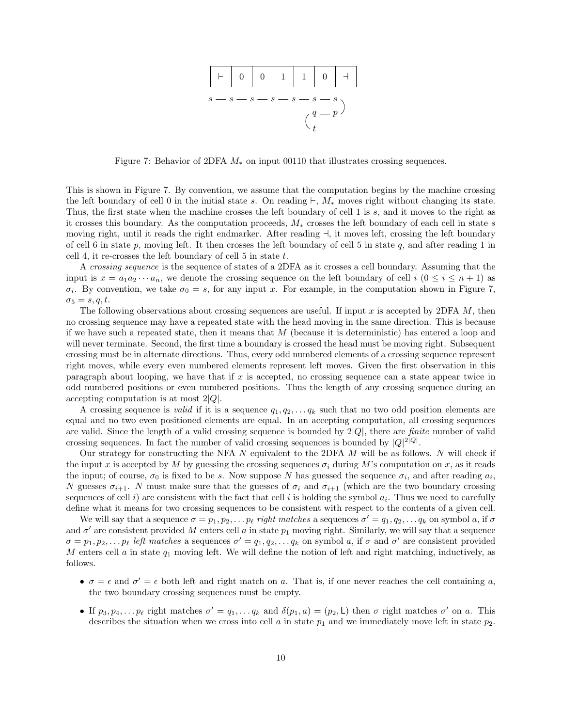| $\vdash$ | 0 | 0 | 1 | 1 | 0 | $\dashv$ |
|---|---|---|---|---|---|---|

$$s - s - s - s - s - s - s$$
$$q - p$$
$$t$$

Figure 7: Behavior of 2DFA $M_*$ on input 00110 that illustrates crossing sequences.

This is shown in Figure 7. By convention, we assume that the computation begins by the machine crossing the left boundary of cell 0 in the initial state $s$. On reading $\vdash$, $M_*$ moves right without changing its state. Thus, the first state when the machine crosses the left boundary of cell 1 is $s$, and it moves to the right as it crosses this boundary. As the computation proceeds, $M_*$ crosses the left boundary of each cell in state $s$ moving right, until it reads the right endmarker. After reading $\dashv$, it moves left, crossing the left boundary of cell 6 in state $p$, moving left. It then crosses the left boundary of cell 5 in state $q$, and after reading 1 in cell 4, it re-crosses the left boundary of cell 5 in state $t$.

A *crossing sequence* is the sequence of states of a 2DFA as it crosses a cell boundary. Assuming that the input is $x = a_1a_2 \cdots a_n$, we denote the crossing sequence on the left boundary of cell $i$ ($0 \leq i \leq n+1$) as $\sigma_i$. By convention, we take $\sigma_0 = s$, for any input $x$. For example, in the computation shown in Figure 7, $\sigma_5 = s, q, t$.

The following observations about crossing sequences are useful. If input $x$ is accepted by 2DFA $M$, then no crossing sequence may have a repeated state with the head moving in the same direction. This is because if we have such a repeated state, then it means that $M$ (because it is deterministic) has entered a loop and will never terminate. Second, the first time a boundary is crossed the head must be moving right. Subsequent crossing must be in alternate directions. Thus, every odd numbered elements of a crossing sequence represent right moves, while every even numbered elements represent left moves. Given the first observation in this paragraph about looping, we have that if $x$ is accepted, no crossing sequence can a state appear twice in odd numbered positions or even numbered positions. Thus the length of any crossing sequence during an accepting computation is at most $2|Q|$.

A crossing sequence is *valid* if it is a sequence $q_1, q_2, \ldots q_k$ such that no two odd position elements are equal and no two even positioned elements are equal. In an accepting computation, all crossing sequences are valid. Since the length of a valid crossing sequence is bounded by $2|Q|$, there are *finite* number of valid crossing sequences. In fact the number of valid crossing sequences is bounded by $|Q|^{2|Q|}$.

Our strategy for constructing the NFA $N$ equivalent to the 2DFA $M$ will be as follows. $N$ will check if the input $x$ is accepted by $M$ by guessing the crossing sequences $\sigma_i$ during $M$'s computation on $x$, as it reads the input; of course, $\sigma_0$ is fixed to be $s$. Now suppose $N$ has guessed the sequence $\sigma_i$, and after reading $a_i$, $N$ guesses $\sigma_{i+1}$. $N$ must make sure that the guesses of $\sigma_i$ and $\sigma_{i+1}$ (which are the two boundary crossing sequences of cell $i$) are consistent with the fact that cell $i$ is holding the symbol $a_i$. Thus we need to carefully define what it means for two crossing sequences to be consistent with respect to the contents of a given cell.

We will say that a sequence $\sigma = p_1, p_2, \ldots p_\ell$ *right matches* a sequences $\sigma' = q_1, q_2, \ldots q_k$ on symbol $a$, if $\sigma$ and $\sigma'$ are consistent provided $M$ enters cell $a$ in state $p_1$ moving right. Similarly, we will say that a sequence $\sigma = p_1, p_2, \ldots p_\ell$ *left matches* a sequences $\sigma' = q_1, q_2, \ldots q_k$ on symbol $a$, if $\sigma$ and $\sigma'$ are consistent provided $M$ enters cell $a$ in state $q_1$ moving left. We will define the notion of left and right matching, inductively, as follows.

- $\sigma = \epsilon$ and $\sigma' = \epsilon$ both left and right match on $a$. That is, if one never reaches the cell containing $a$, the two boundary crossing sequences must be empty.
- If $p_3, p_4, \ldots p_\ell$ right matches $\sigma' = q_1, \ldots q_k$ and $\delta(p_1, a) = (p_2, \mathsf{L})$ then $\sigma$ right matches $\sigma'$ on $a$. This describes the situation when we cross into cell $a$ in state $p_1$ and we immediately move left in state $p_2$.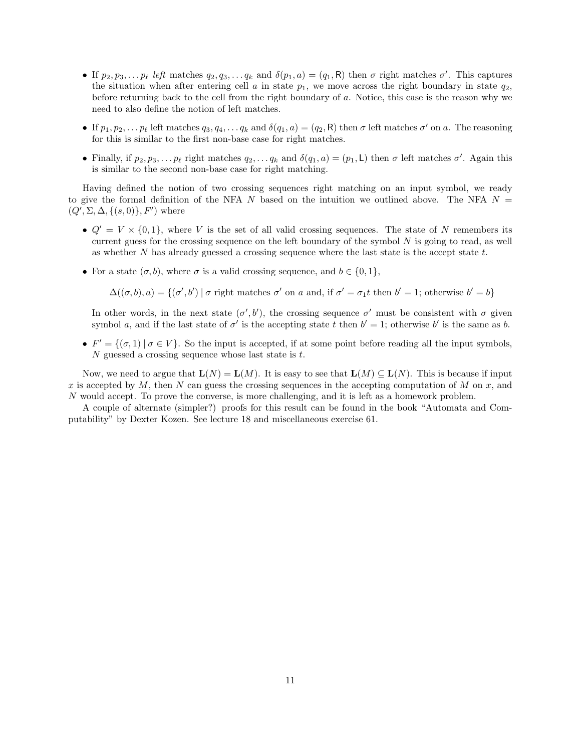- If $p_2, p_3, \ldots p_\ell$ *left* matches $q_2, q_3, \ldots q_k$ and $\delta(p_1, a) = (q_1, \mathsf{R})$ then $\sigma$ right matches $\sigma'$. This captures the situation when after entering cell $a$ in state $p_1$, we move across the right boundary in state $q_2$, before returning back to the cell from the right boundary of $a$. Notice, this case is the reason why we need to also define the notion of left matches.
- If $p_1, p_2, \ldots p_\ell$ left matches $q_3, q_4, \ldots q_k$ and $\delta(q_1, a) = (q_2, \mathsf{R})$ then $\sigma$ left matches $\sigma'$ on $a$. The reasoning for this is similar to the first non-base case for right matches.
- Finally, if $p_2, p_3, \ldots p_\ell$ right matches $q_2, \ldots q_k$ and $\delta(q_1, a) = (p_1, \mathsf{L})$ then $\sigma$ left matches $\sigma'$. Again this is similar to the second non-base case for right matching.

Having defined the notion of two crossing sequences right matching on an input symbol, we ready to give the formal definition of the NFA $N$ based on the intuition we outlined above. The NFA $N = (Q', \Sigma, \Delta, \{(s, 0)\}, F')$ where

- $Q' = V \times \{0, 1\}$, where $V$ is the set of all valid crossing sequences. The state of $N$ remembers its current guess for the crossing sequence on the left boundary of the symbol $N$ is going to read, as well as whether $N$ has already guessed a crossing sequence where the last state is the accept state $t$.
- For a state $(\sigma, b)$, where $\sigma$ is a valid crossing sequence, and $b \in \{0, 1\}$,

  $$\Delta((\sigma, b), a) = \{(\sigma', b') \mid \sigma \text{ right matches } \sigma' \text{ on } a \text{ and, if } \sigma' = \sigma_1 t \text{ then } b' = 1; \text{ otherwise } b' = b\}$$

  In other words, in the next state $(\sigma', b')$, the crossing sequence $\sigma'$ must be consistent with $\sigma$ given symbol $a$, and if the last state of $\sigma'$ is the accepting state $t$ then $b' = 1$; otherwise $b'$ is the same as $b$.
- $F' = \{(\sigma, 1) \mid \sigma \in V\}$. So the input is accepted, if at some point before reading all the input symbols, $N$ guessed a crossing sequence whose last state is $t$.

Now, we need to argue that $\mathbf{L}(N) = \mathbf{L}(M)$. It is easy to see that $\mathbf{L}(M) \subseteq \mathbf{L}(N)$. This is because if input $x$ is accepted by $M$, then $N$ can guess the crossing sequences in the accepting computation of $M$ on $x$, and $N$ would accept. To prove the converse, is more challenging, and it is left as a homework problem.

A couple of alternate (simpler?) proofs for this result can be found in the book "Automata and Computability" by Dexter Kozen. See lecture 18 and miscellaneous exercise 61.